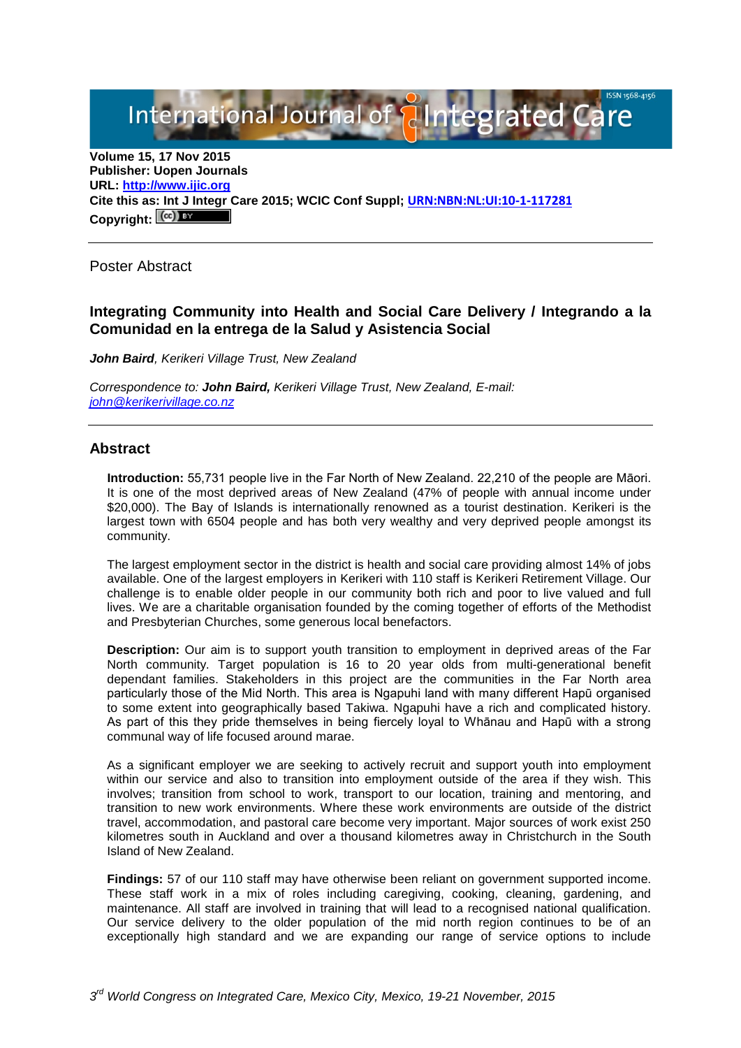**Volume 15, 17 Nov 2015**
**Publisher: Uopen Journals**
**URL: [http://www.ijic.org](http://www.ijic.org)**
**Cite this as: Int J Integr Care 2015; WCIC Conf Suppl; [URN:NBN:NL:UI:10-1-117281](URN:NBN:NL:UI:10-1-117281)**
**Copyright:**

---

Poster Abstract

## Integrating Community into Health and Social Care Delivery / Integrando a la Comunidad en la entrega de la Salud y Asistencia Social

***John Baird****, Kerikeri Village Trust, New Zealand*

*Correspondence to:* ***John Baird,*** *Kerikeri Village Trust, New Zealand, E-mail:* *[john@kerikerivillage.co.nz](mailto:john@kerikerivillage.co.nz)*

---

## Abstract

**Introduction:** 55,731 people live in the Far North of New Zealand. 22,210 of the people are Māori. It is one of the most deprived areas of New Zealand (47% of people with annual income under $20,000). The Bay of Islands is internationally renowned as a tourist destination. Kerikeri is the largest town with 6504 people and has both very wealthy and very deprived people amongst its community.

The largest employment sector in the district is health and social care providing almost 14% of jobs available. One of the largest employers in Kerikeri with 110 staff is Kerikeri Retirement Village. Our challenge is to enable older people in our community both rich and poor to live valued and full lives. We are a charitable organisation founded by the coming together of efforts of the Methodist and Presbyterian Churches, some generous local benefactors.

**Description:** Our aim is to support youth transition to employment in deprived areas of the Far North community. Target population is 16 to 20 year olds from multi-generational benefit dependant families. Stakeholders in this project are the communities in the Far North area particularly those of the Mid North. This area is Ngapuhi land with many different Hapū organised to some extent into geographically based Takiwa. Ngapuhi have a rich and complicated history. As part of this they pride themselves in being fiercely loyal to Whānau and Hapū with a strong communal way of life focused around marae.

As a significant employer we are seeking to actively recruit and support youth into employment within our service and also to transition into employment outside of the area if they wish. This involves; transition from school to work, transport to our location, training and mentoring, and transition to new work environments. Where these work environments are outside of the district travel, accommodation, and pastoral care become very important. Major sources of work exist 250 kilometres south in Auckland and over a thousand kilometres away in Christchurch in the South Island of New Zealand.

**Findings:** 57 of our 110 staff may have otherwise been reliant on government supported income. These staff work in a mix of roles including caregiving, cooking, cleaning, gardening, and maintenance. All staff are involved in training that will lead to a recognised national qualification. Our service delivery to the older population of the mid north region continues to be of an exceptionally high standard and we are expanding our range of service options to include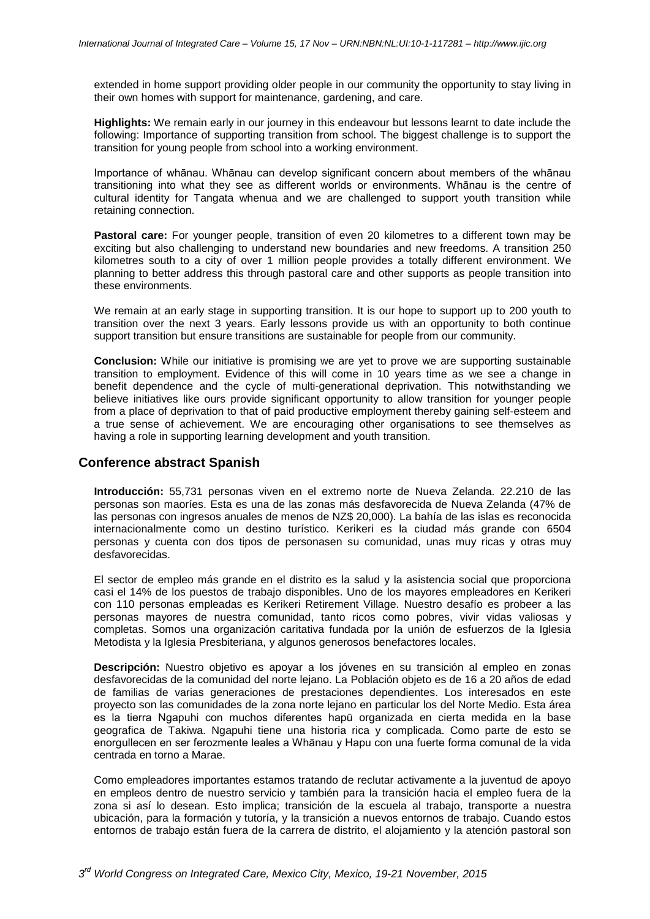extended in home support providing older people in our community the opportunity to stay living in their own homes with support for maintenance, gardening, and care.

**Highlights:** We remain early in our journey in this endeavour but lessons learnt to date include the following: Importance of supporting transition from school. The biggest challenge is to support the transition for young people from school into a working environment.

Importance of whānau. Whānau can develop significant concern about members of the whānau transitioning into what they see as different worlds or environments. Whānau is the centre of cultural identity for Tangata whenua and we are challenged to support youth transition while retaining connection.

**Pastoral care:** For younger people, transition of even 20 kilometres to a different town may be exciting but also challenging to understand new boundaries and new freedoms. A transition 250 kilometres south to a city of over 1 million people provides a totally different environment. We planning to better address this through pastoral care and other supports as people transition into these environments.

We remain at an early stage in supporting transition. It is our hope to support up to 200 youth to transition over the next 3 years. Early lessons provide us with an opportunity to both continue support transition but ensure transitions are sustainable for people from our community.

**Conclusion:** While our initiative is promising we are yet to prove we are supporting sustainable transition to employment. Evidence of this will come in 10 years time as we see a change in benefit dependence and the cycle of multi-generational deprivation. This notwithstanding we believe initiatives like ours provide significant opportunity to allow transition for younger people from a place of deprivation to that of paid productive employment thereby gaining self-esteem and a true sense of achievement. We are encouraging other organisations to see themselves as having a role in supporting learning development and youth transition.

## Conference abstract Spanish

**Introducción:** 55,731 personas viven en el extremo norte de Nueva Zelanda. 22.210 de las personas son maoríes. Esta es una de las zonas más desfavorecida de Nueva Zelanda (47% de las personas con ingresos anuales de menos de NZ$ 20,000). La bahía de las islas es reconocida internacionalmente como un destino turístico. Kerikeri es la ciudad más grande con 6504 personas y cuenta con dos tipos de personasen su comunidad, unas muy ricas y otras muy desfavorecidas.

El sector de empleo más grande en el distrito es la salud y la asistencia social que proporciona casi el 14% de los puestos de trabajo disponibles. Uno de los mayores empleadores en Kerikeri con 110 personas empleadas es Kerikeri Retirement Village. Nuestro desafío es probeer a las personas mayores de nuestra comunidad, tanto ricos como pobres, vivir vidas valiosas y completas. Somos una organización caritativa fundada por la unión de esfuerzos de la Iglesia Metodista y la Iglesia Presbiteriana, y algunos generosos benefactores locales.

**Descripción:** Nuestro objetivo es apoyar a los jóvenes en su transición al empleo en zonas desfavorecidas de la comunidad del norte lejano. La Población objeto es de 16 a 20 años de edad de familias de varias generaciones de prestaciones dependientes. Los interesados en este proyecto son las comunidades de la zona norte lejano en particular los del Norte Medio. Esta área es la tierra Ngapuhi con muchos diferentes hapū organizada en cierta medida en la base geografica de Takiwa. Ngapuhi tiene una historia rica y complicada. Como parte de esto se enorgullecen en ser ferozmente leales a Whānau y Hapu con una fuerte forma comunal de la vida centrada en torno a Marae.

Como empleadores importantes estamos tratando de reclutar activamente a la juventud de apoyo en empleos dentro de nuestro servicio y también para la transición hacia el empleo fuera de la zona si así lo desean. Esto implica; transición de la escuela al trabajo, transporte a nuestra ubicación, para la formación y tutoría, y la transición a nuevos entornos de trabajo. Cuando estos entornos de trabajo están fuera de la carrera de distrito, el alojamiento y la atención pastoral son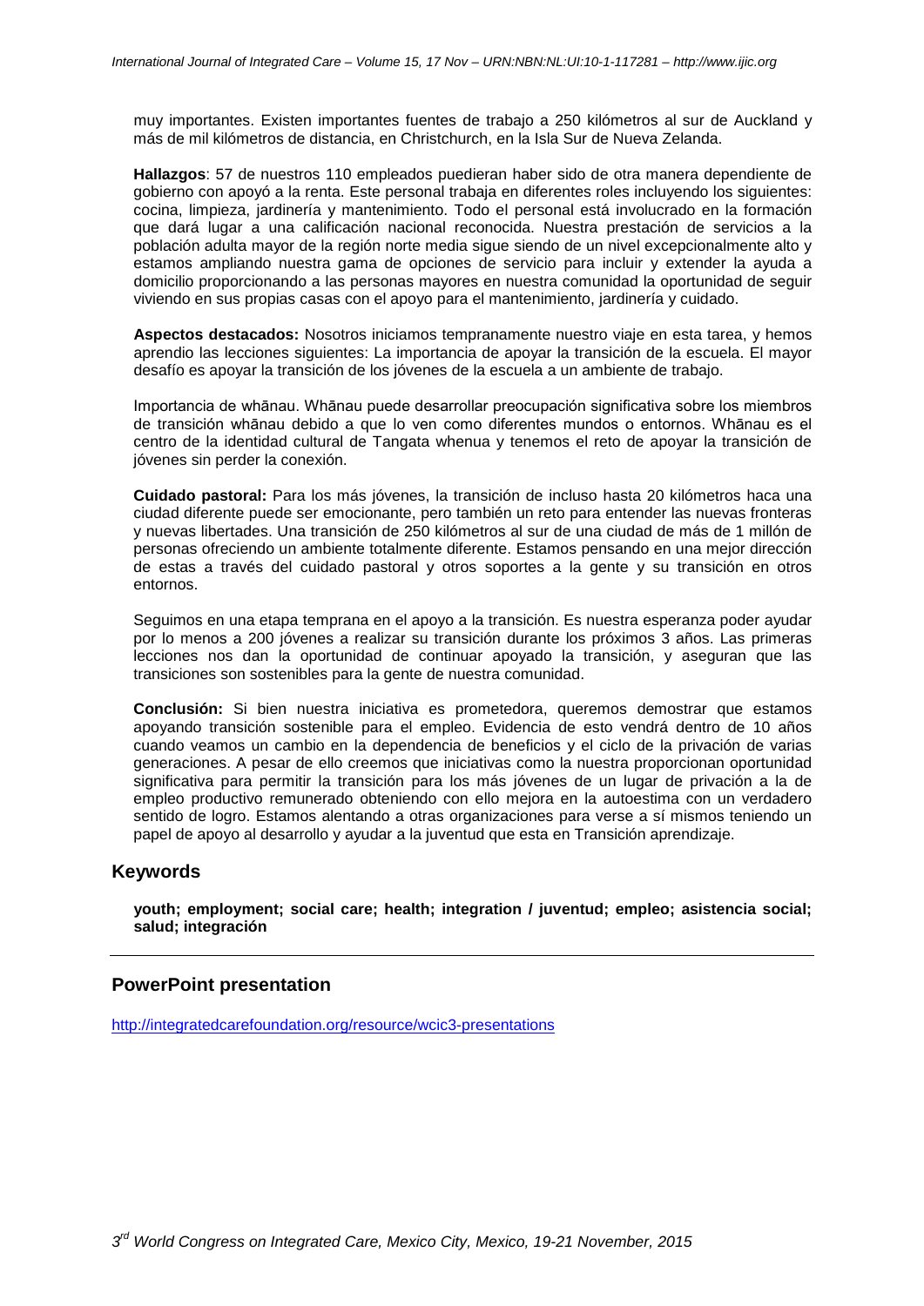muy importantes. Existen importantes fuentes de trabajo a 250 kilómetros al sur de Auckland y más de mil kilómetros de distancia, en Christchurch, en la Isla Sur de Nueva Zelanda.

**Hallazgos**: 57 de nuestros 110 empleados puedieran haber sido de otra manera dependiente de gobierno con apoyó a la renta. Este personal trabaja en diferentes roles incluyendo los siguientes: cocina, limpieza, jardinería y mantenimiento. Todo el personal está involucrado en la formación que dará lugar a una calificación nacional reconocida. Nuestra prestación de servicios a la población adulta mayor de la región norte media sigue siendo de un nivel excepcionalmente alto y estamos ampliando nuestra gama de opciones de servicio para incluir y extender la ayuda a domicilio proporcionando a las personas mayores en nuestra comunidad la oportunidad de seguir viviendo en sus propias casas con el apoyo para el mantenimiento, jardinería y cuidado.

**Aspectos destacados:** Nosotros iniciamos tempranamente nuestro viaje en esta tarea, y hemos aprendio las lecciones siguientes: La importancia de apoyar la transición de la escuela. El mayor desafío es apoyar la transición de los jóvenes de la escuela a un ambiente de trabajo.

Importancia de whānau. Whānau puede desarrollar preocupación significativa sobre los miembros de transición whānau debido a que lo ven como diferentes mundos o entornos. Whānau es el centro de la identidad cultural de Tangata whenua y tenemos el reto de apoyar la transición de jóvenes sin perder la conexión.

**Cuidado pastoral:** Para los más jóvenes, la transición de incluso hasta 20 kilómetros haca una ciudad diferente puede ser emocionante, pero también un reto para entender las nuevas fronteras y nuevas libertades. Una transición de 250 kilómetros al sur de una ciudad de más de 1 millón de personas ofreciendo un ambiente totalmente diferente. Estamos pensando en una mejor dirección de estas a través del cuidado pastoral y otros soportes a la gente y su transición en otros entornos.

Seguimos en una etapa temprana en el apoyo a la transición. Es nuestra esperanza poder ayudar por lo menos a 200 jóvenes a realizar su transición durante los próximos 3 años. Las primeras lecciones nos dan la oportunidad de continuar apoyado la transición, y aseguran que las transiciones son sostenibles para la gente de nuestra comunidad.

**Conclusión:** Si bien nuestra iniciativa es prometedora, queremos demostrar que estamos apoyando transición sostenible para el empleo. Evidencia de esto vendrá dentro de 10 años cuando veamos un cambio en la dependencia de beneficios y el ciclo de la privación de varias generaciones. A pesar de ello creemos que iniciativas como la nuestra proporcionan oportunidad significativa para permitir la transición para los más jóvenes de un lugar de privación a la de empleo productivo remunerado obteniendo con ello mejora en la autoestima con un verdadero sentido de logro. Estamos alentando a otras organizaciones para verse a sí mismos teniendo un papel de apoyo al desarrollo y ayudar a la juventud que esta en Transición aprendizaje.

## Keywords

**youth; employment; social care; health; integration / juventud; empleo; asistencia social; salud; integración**

## PowerPoint presentation

http://integratedcarefoundation.org/resource/wcic3-presentations